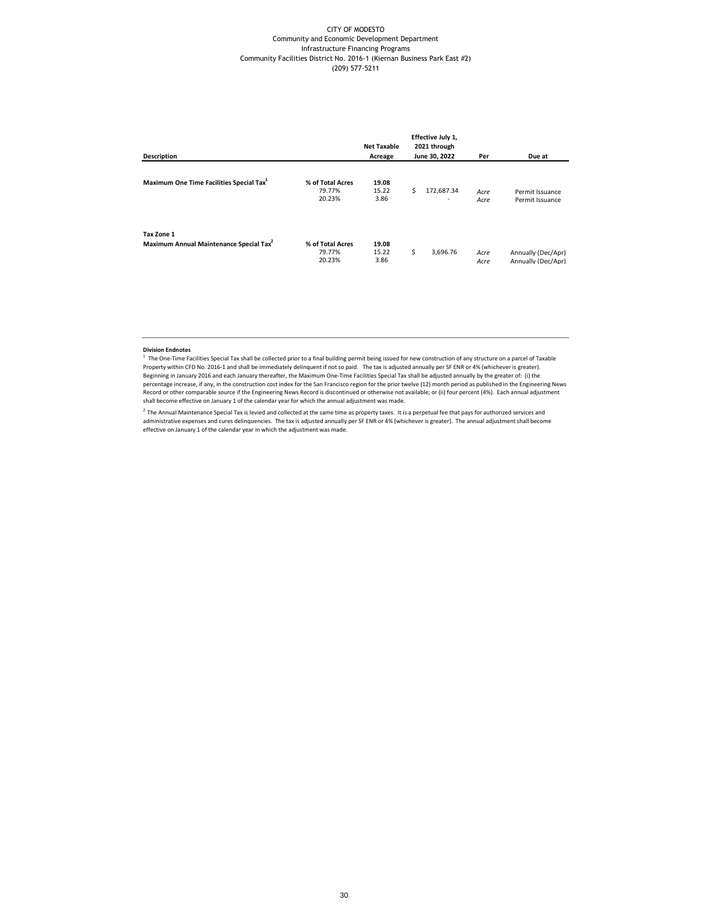CITY OF MODESTO
Community and Economic Development Department
Infrastructure Financing Programs
Community Facilities District No. 2016-1 (Kiernan Business Park East #2)
(209) 577-5211

| Description | | Net Taxable Acreage | Effective July 1, 2021 through June 30, 2022 | Per | Due at |
|---|---|---|---|---|---|
| **Maximum One Time Facilities Special Tax**[1] | **% of Total Acres** | **19.08** | | | |
| | 79.77% | 15.22 | $ 172,687.34 | *Acre* | Permit Issuance |
| | 20.23% | 3.86 | - | *Acre* | Permit Issuance |
| **Tax Zone 1** | | | | | |
| **Maximum Annual Maintenance Special Tax**[2] | **% of Total Acres** | **19.08** | | | |
| | 79.77% | 15.22 | $ 3,696.76 | *Acre* | Annually (Dec/Apr) |
| | 20.23% | 3.86 | | *Acre* | Annually (Dec/Apr) |

**Division Endnotes**

[1] The One-Time Facilities Special Tax shall be collected prior to a final building permit being issued for new construction of any structure on a parcel of Taxable Property within CFD No. 2016-1 and shall be immediately delinquent if not so paid. The tax is adjusted annually per SF ENR or 4% (whichever is greater). Beginning in January 2016 and each January thereafter, the Maximum One-Time Facilities Special Tax shall be adjusted annually by the greater of: (i) the percentage increase, if any, in the construction cost index for the San Francisco region for the prior twelve (12) month period as published in the Engineering News Record or other comparable source if the Engineering News Record is discontinued or otherwise not available; or (ii) four percent (4%). Each annual adjustment shall become effective on January 1 of the calendar year for which the annual adjustment was made.

[2] The Annual Maintenance Special Tax is levied and collected at the same time as property taxes. It is a perpetual fee that pays for authorized services and administrative expenses and cures delinquencies. The tax is adjusted annually per SF ENR or 4% (whichever is greater). The annual adjustment shall become effective on January 1 of the calendar year in which the adjustment was made.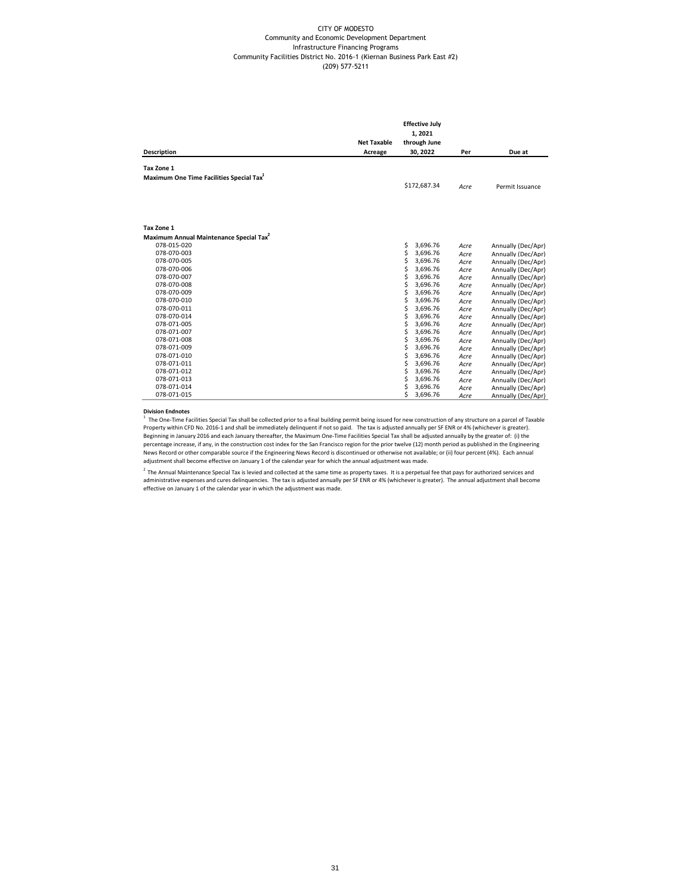CITY OF MODESTO
Community and Economic Development Department
Infrastructure Financing Programs
Community Facilities District No. 2016-1 (Kiernan Business Park East #2)
(209) 577-5211

| Description | Net Taxable Acreage | Effective July 1, 2021 through June 30, 2022 | Per | Due at |
|---|---|---|---|---|
| **Tax Zone 1** | | | | |
| **Maximum One Time Facilities Special Tax[1]** | | | | |
| | | $172,687.34 | *Acre* | Permit Issuance |
| **Tax Zone 1** | | | | |
| **Maximum Annual Maintenance Special Tax[2]** | | | | |
| 078-015-020 | | $ 3,696.76 | *Acre* | Annually (Dec/Apr) |
| 078-070-003 | | $ 3,696.76 | *Acre* | Annually (Dec/Apr) |
| 078-070-005 | | $ 3,696.76 | *Acre* | Annually (Dec/Apr) |
| 078-070-006 | | $ 3,696.76 | *Acre* | Annually (Dec/Apr) |
| 078-070-007 | | $ 3,696.76 | *Acre* | Annually (Dec/Apr) |
| 078-070-008 | | $ 3,696.76 | *Acre* | Annually (Dec/Apr) |
| 078-070-009 | | $ 3,696.76 | *Acre* | Annually (Dec/Apr) |
| 078-070-010 | | $ 3,696.76 | *Acre* | Annually (Dec/Apr) |
| 078-070-011 | | $ 3,696.76 | *Acre* | Annually (Dec/Apr) |
| 078-070-014 | | $ 3,696.76 | *Acre* | Annually (Dec/Apr) |
| 078-071-005 | | $ 3,696.76 | *Acre* | Annually (Dec/Apr) |
| 078-071-007 | | $ 3,696.76 | *Acre* | Annually (Dec/Apr) |
| 078-071-008 | | $ 3,696.76 | *Acre* | Annually (Dec/Apr) |
| 078-071-009 | | $ 3,696.76 | *Acre* | Annually (Dec/Apr) |
| 078-071-010 | | $ 3,696.76 | *Acre* | Annually (Dec/Apr) |
| 078-071-011 | | $ 3,696.76 | *Acre* | Annually (Dec/Apr) |
| 078-071-012 | | $ 3,696.76 | *Acre* | Annually (Dec/Apr) |
| 078-071-013 | | $ 3,696.76 | *Acre* | Annually (Dec/Apr) |
| 078-071-014 | | $ 3,696.76 | *Acre* | Annually (Dec/Apr) |
| 078-071-015 | | $ 3,696.76 | *Acre* | Annually (Dec/Apr) |

**Division Endnotes**

[1] The One-Time Facilities Special Tax shall be collected prior to a final building permit being issued for new construction of any structure on a parcel of Taxable Property within CFD No. 2016-1 and shall be immediately delinquent if not so paid. The tax is adjusted annually per SF ENR or 4% (whichever is greater). Beginning in January 2016 and each January thereafter, the Maximum One-Time Facilities Special Tax shall be adjusted annually by the greater of: (i) the percentage increase, if any, in the construction cost index for the San Francisco region for the prior twelve (12) month period as published in the Engineering News Record or other comparable source if the Engineering News Record is discontinued or otherwise not available; or (ii) four percent (4%). Each annual adjustment shall become effective on January 1 of the calendar year for which the annual adjustment was made.

[2] The Annual Maintenance Special Tax is levied and collected at the same time as property taxes. It is a perpetual fee that pays for authorized services and administrative expenses and cures delinquencies. The tax is adjusted annually per SF ENR or 4% (whichever is greater). The annual adjustment shall become effective on January 1 of the calendar year in which the adjustment was made.